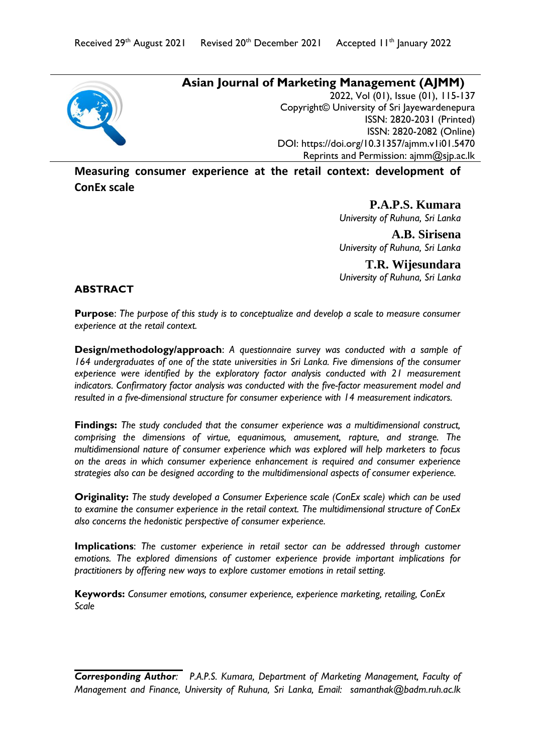Received 29th August 2021 Revised 20th December 2021 Accepted 11th January 2022

**Asian Journal of Marketing Management (AJMM)**
2022, Vol (01), Issue (01), 115-137
Copyright© University of Sri Jayewardenepura
ISSN: 2820-2031 (Printed)
ISSN: 2820-2082 (Online)
DOI: https://doi.org/10.31357/ajmm.v1i01.5470
Reprints and Permission: ajmm@sjp.ac.lk

# Measuring consumer experience at the retail context: development of ConEx scale

**P.A.P.S. Kumara**
*University of Ruhuna, Sri Lanka*

**A.B. Sirisena**
*University of Ruhuna, Sri Lanka*

**T.R. Wijesundara**
*University of Ruhuna, Sri Lanka*

## ABSTRACT

**Purpose**: *The purpose of this study is to conceptualize and develop a scale to measure consumer experience at the retail context.*

**Design/methodology/approach**: *A questionnaire survey was conducted with a sample of 164 undergraduates of one of the state universities in Sri Lanka. Five dimensions of the consumer experience were identified by the exploratory factor analysis conducted with 21 measurement indicators. Confirmatory factor analysis was conducted with the five-factor measurement model and resulted in a five-dimensional structure for consumer experience with 14 measurement indicators.*

**Findings:** *The study concluded that the consumer experience was a multidimensional construct, comprising the dimensions of virtue, equanimous, amusement, rapture, and strange. The multidimensional nature of consumer experience which was explored will help marketers to focus on the areas in which consumer experience enhancement is required and consumer experience strategies also can be designed according to the multidimensional aspects of consumer experience.*

**Originality:** *The study developed a Consumer Experience scale (ConEx scale) which can be used to examine the consumer experience in the retail context. The multidimensional structure of ConEx also concerns the hedonistic perspective of consumer experience.*

**Implications**: *The customer experience in retail sector can be addressed through customer emotions. The explored dimensions of customer experience provide important implications for practitioners by offering new ways to explore customer emotions in retail setting.*

**Keywords:** Consumer emotions, consumer experience, experience marketing, retailing, ConEx Scale

***Corresponding Author**:* *P.A.P.S. Kumara, Department of Marketing Management, Faculty of Management and Finance, University of Ruhuna, Sri Lanka, Email: samanthak@badm.ruh.ac.lk*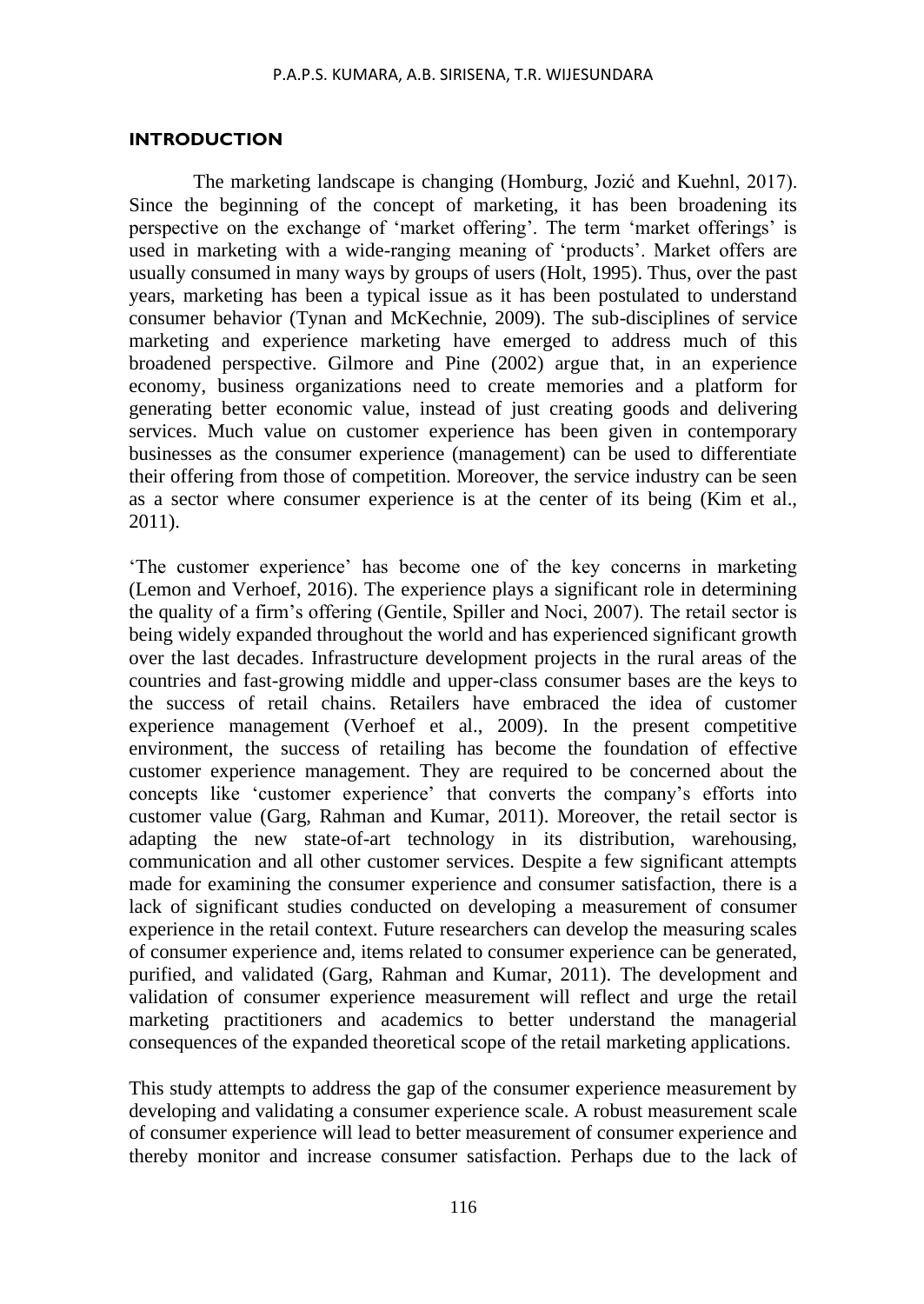## INTRODUCTION

The marketing landscape is changing (Homburg, Jozić and Kuehnl, 2017). Since the beginning of the concept of marketing, it has been broadening its perspective on the exchange of 'market offering'. The term 'market offerings' is used in marketing with a wide-ranging meaning of 'products'. Market offers are usually consumed in many ways by groups of users (Holt, 1995). Thus, over the past years, marketing has been a typical issue as it has been postulated to understand consumer behavior (Tynan and McKechnie, 2009). The sub-disciplines of service marketing and experience marketing have emerged to address much of this broadened perspective. Gilmore and Pine (2002) argue that, in an experience economy, business organizations need to create memories and a platform for generating better economic value, instead of just creating goods and delivering services. Much value on customer experience has been given in contemporary businesses as the consumer experience (management) can be used to differentiate their offering from those of competition. Moreover, the service industry can be seen as a sector where consumer experience is at the center of its being (Kim et al., 2011).

'The customer experience' has become one of the key concerns in marketing (Lemon and Verhoef, 2016). The experience plays a significant role in determining the quality of a firm's offering (Gentile, Spiller and Noci, 2007). The retail sector is being widely expanded throughout the world and has experienced significant growth over the last decades. Infrastructure development projects in the rural areas of the countries and fast-growing middle and upper-class consumer bases are the keys to the success of retail chains. Retailers have embraced the idea of customer experience management (Verhoef et al., 2009). In the present competitive environment, the success of retailing has become the foundation of effective customer experience management. They are required to be concerned about the concepts like 'customer experience' that converts the company's efforts into customer value (Garg, Rahman and Kumar, 2011). Moreover, the retail sector is adapting the new state-of-art technology in its distribution, warehousing, communication and all other customer services. Despite a few significant attempts made for examining the consumer experience and consumer satisfaction, there is a lack of significant studies conducted on developing a measurement of consumer experience in the retail context. Future researchers can develop the measuring scales of consumer experience and, items related to consumer experience can be generated, purified, and validated (Garg, Rahman and Kumar, 2011). The development and validation of consumer experience measurement will reflect and urge the retail marketing practitioners and academics to better understand the managerial consequences of the expanded theoretical scope of the retail marketing applications.

This study attempts to address the gap of the consumer experience measurement by developing and validating a consumer experience scale. A robust measurement scale of consumer experience will lead to better measurement of consumer experience and thereby monitor and increase consumer satisfaction. Perhaps due to the lack of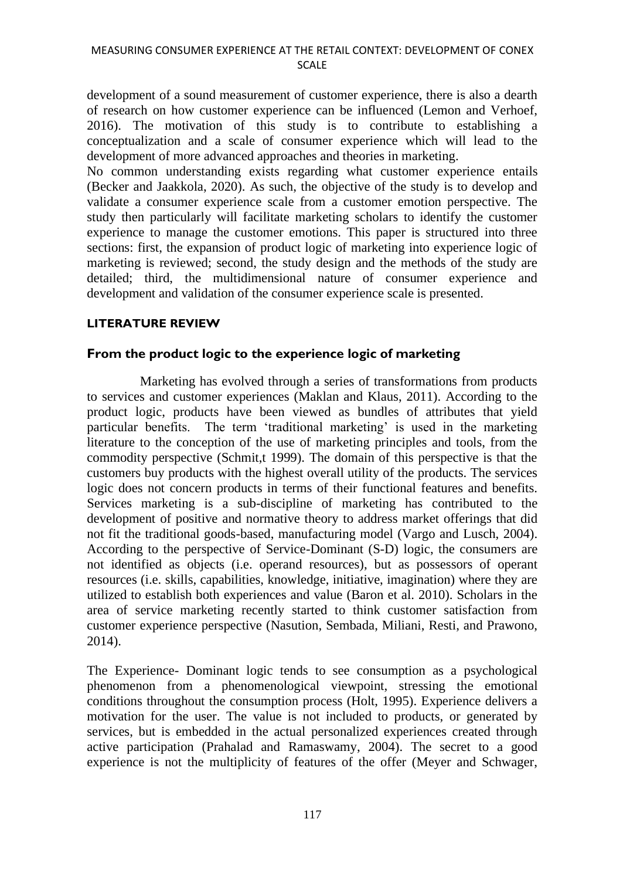development of a sound measurement of customer experience, there is also a dearth of research on how customer experience can be influenced (Lemon and Verhoef, 2016). The motivation of this study is to contribute to establishing a conceptualization and a scale of consumer experience which will lead to the development of more advanced approaches and theories in marketing.

No common understanding exists regarding what customer experience entails (Becker and Jaakkola, 2020). As such, the objective of the study is to develop and validate a consumer experience scale from a customer emotion perspective. The study then particularly will facilitate marketing scholars to identify the customer experience to manage the customer emotions. This paper is structured into three sections: first, the expansion of product logic of marketing into experience logic of marketing is reviewed; second, the study design and the methods of the study are detailed; third, the multidimensional nature of consumer experience and development and validation of the consumer experience scale is presented.

## LITERATURE REVIEW

### From the product logic to the experience logic of marketing

Marketing has evolved through a series of transformations from products to services and customer experiences (Maklan and Klaus, 2011). According to the product logic, products have been viewed as bundles of attributes that yield particular benefits. The term 'traditional marketing' is used in the marketing literature to the conception of the use of marketing principles and tools, from the commodity perspective (Schmit,t 1999). The domain of this perspective is that the customers buy products with the highest overall utility of the products. The services logic does not concern products in terms of their functional features and benefits. Services marketing is a sub-discipline of marketing has contributed to the development of positive and normative theory to address market offerings that did not fit the traditional goods-based, manufacturing model (Vargo and Lusch, 2004). According to the perspective of Service-Dominant (S-D) logic, the consumers are not identified as objects (i.e. operand resources), but as possessors of operant resources (i.e. skills, capabilities, knowledge, initiative, imagination) where they are utilized to establish both experiences and value (Baron et al. 2010). Scholars in the area of service marketing recently started to think customer satisfaction from customer experience perspective (Nasution, Sembada, Miliani, Resti, and Prawono, 2014).

The Experience- Dominant logic tends to see consumption as a psychological phenomenon from a phenomenological viewpoint, stressing the emotional conditions throughout the consumption process (Holt, 1995). Experience delivers a motivation for the user. The value is not included to products, or generated by services, but is embedded in the actual personalized experiences created through active participation (Prahalad and Ramaswamy, 2004). The secret to a good experience is not the multiplicity of features of the offer (Meyer and Schwager,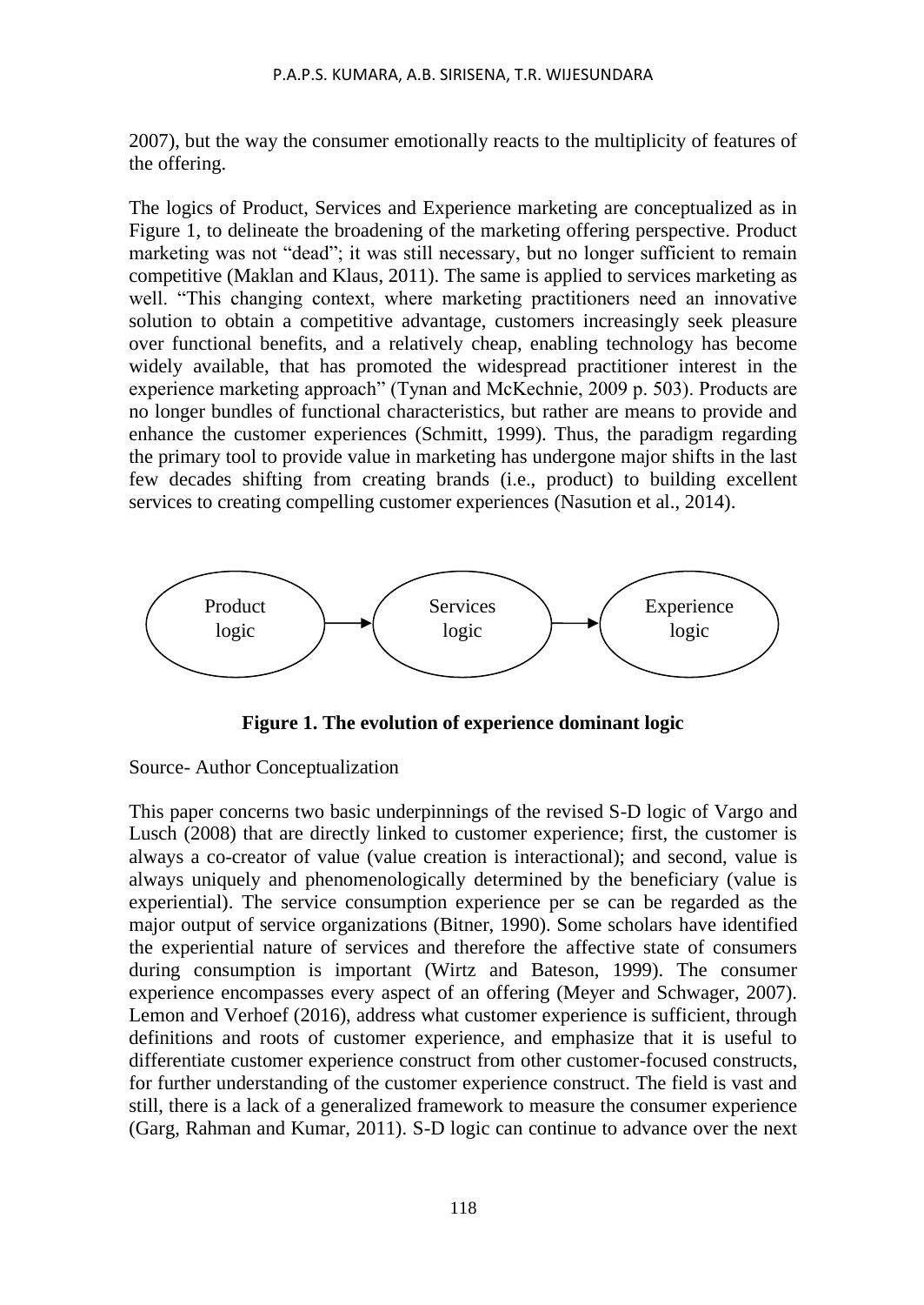2007), but the way the consumer emotionally reacts to the multiplicity of features of the offering.

The logics of Product, Services and Experience marketing are conceptualized as in Figure 1, to delineate the broadening of the marketing offering perspective. Product marketing was not "dead"; it was still necessary, but no longer sufficient to remain competitive (Maklan and Klaus, 2011). The same is applied to services marketing as well. "This changing context, where marketing practitioners need an innovative solution to obtain a competitive advantage, customers increasingly seek pleasure over functional benefits, and a relatively cheap, enabling technology has become widely available, that has promoted the widespread practitioner interest in the experience marketing approach" (Tynan and McKechnie, 2009 p. 503). Products are no longer bundles of functional characteristics, but rather are means to provide and enhance the customer experiences (Schmitt, 1999). Thus, the paradigm regarding the primary tool to provide value in marketing has undergone major shifts in the last few decades shifting from creating brands (i.e., product) to building excellent services to creating compelling customer experiences (Nasution et al., 2014).

Product logic → Services logic → Experience logic

**Figure 1. The evolution of experience dominant logic**

Source- Author Conceptualization

This paper concerns two basic underpinnings of the revised S-D logic of Vargo and Lusch (2008) that are directly linked to customer experience; first, the customer is always a co-creator of value (value creation is interactional); and second, value is always uniquely and phenomenologically determined by the beneficiary (value is experiential). The service consumption experience per se can be regarded as the major output of service organizations (Bitner, 1990). Some scholars have identified the experiential nature of services and therefore the affective state of consumers during consumption is important (Wirtz and Bateson, 1999). The consumer experience encompasses every aspect of an offering (Meyer and Schwager, 2007). Lemon and Verhoef (2016), address what customer experience is sufficient, through definitions and roots of customer experience, and emphasize that it is useful to differentiate customer experience construct from other customer-focused constructs, for further understanding of the customer experience construct. The field is vast and still, there is a lack of a generalized framework to measure the consumer experience (Garg, Rahman and Kumar, 2011). S-D logic can continue to advance over the next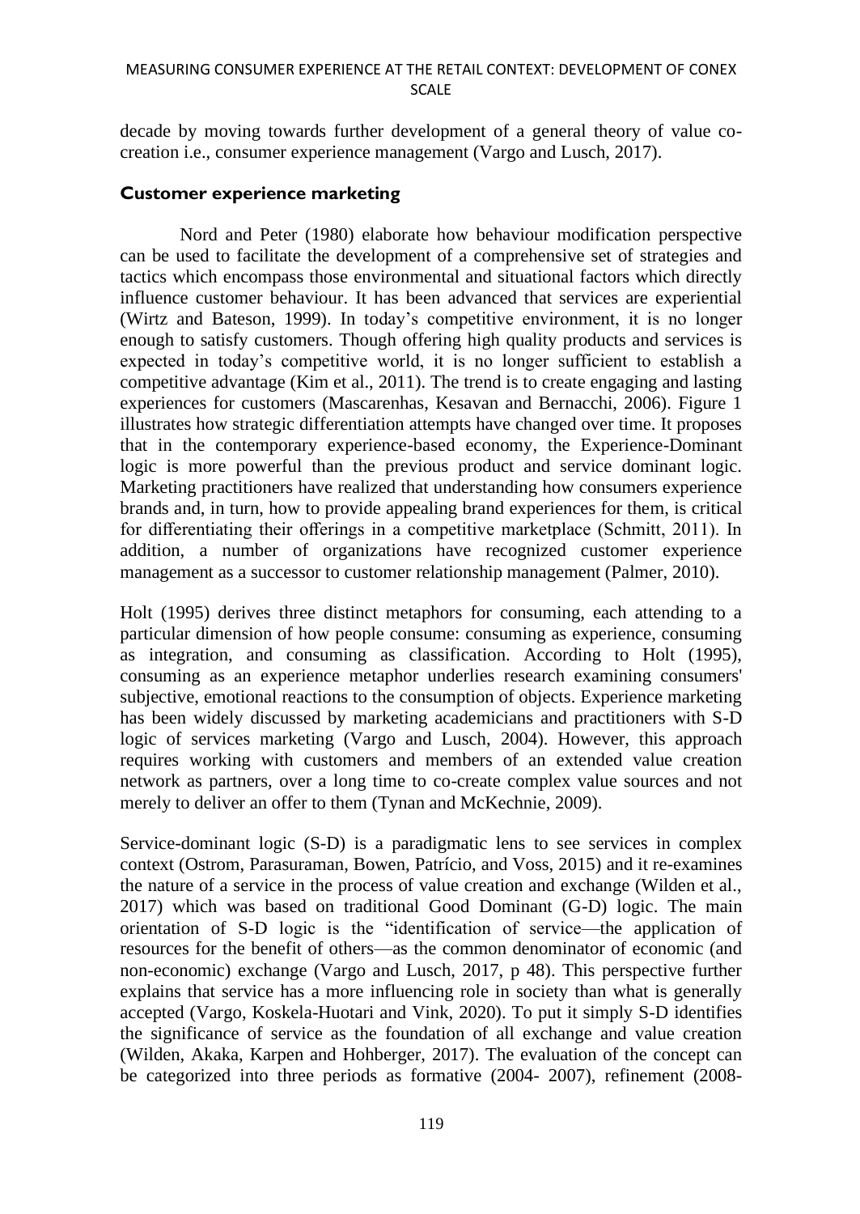decade by moving towards further development of a general theory of value co-creation i.e., consumer experience management (Vargo and Lusch, 2017).

## Customer experience marketing

Nord and Peter (1980) elaborate how behaviour modification perspective can be used to facilitate the development of a comprehensive set of strategies and tactics which encompass those environmental and situational factors which directly influence customer behaviour. It has been advanced that services are experiential (Wirtz and Bateson, 1999). In today's competitive environment, it is no longer enough to satisfy customers. Though offering high quality products and services is expected in today's competitive world, it is no longer sufficient to establish a competitive advantage (Kim et al., 2011). The trend is to create engaging and lasting experiences for customers (Mascarenhas, Kesavan and Bernacchi, 2006). Figure 1 illustrates how strategic differentiation attempts have changed over time. It proposes that in the contemporary experience-based economy, the Experience-Dominant logic is more powerful than the previous product and service dominant logic. Marketing practitioners have realized that understanding how consumers experience brands and, in turn, how to provide appealing brand experiences for them, is critical for differentiating their offerings in a competitive marketplace (Schmitt, 2011). In addition, a number of organizations have recognized customer experience management as a successor to customer relationship management (Palmer, 2010).

Holt (1995) derives three distinct metaphors for consuming, each attending to a particular dimension of how people consume: consuming as experience, consuming as integration, and consuming as classification. According to Holt (1995), consuming as an experience metaphor underlies research examining consumers' subjective, emotional reactions to the consumption of objects. Experience marketing has been widely discussed by marketing academicians and practitioners with S-D logic of services marketing (Vargo and Lusch, 2004). However, this approach requires working with customers and members of an extended value creation network as partners, over a long time to co-create complex value sources and not merely to deliver an offer to them (Tynan and McKechnie, 2009).

Service-dominant logic (S-D) is a paradigmatic lens to see services in complex context (Ostrom, Parasuraman, Bowen, Patrício, and Voss, 2015) and it re-examines the nature of a service in the process of value creation and exchange (Wilden et al., 2017) which was based on traditional Good Dominant (G-D) logic. The main orientation of S-D logic is the "identification of service—the application of resources for the benefit of others—as the common denominator of economic (and non-economic) exchange (Vargo and Lusch, 2017, p 48). This perspective further explains that service has a more influencing role in society than what is generally accepted (Vargo, Koskela-Huotari and Vink, 2020). To put it simply S-D identifies the significance of service as the foundation of all exchange and value creation (Wilden, Akaka, Karpen and Hohberger, 2017). The evaluation of the concept can be categorized into three periods as formative (2004- 2007), refinement (2008-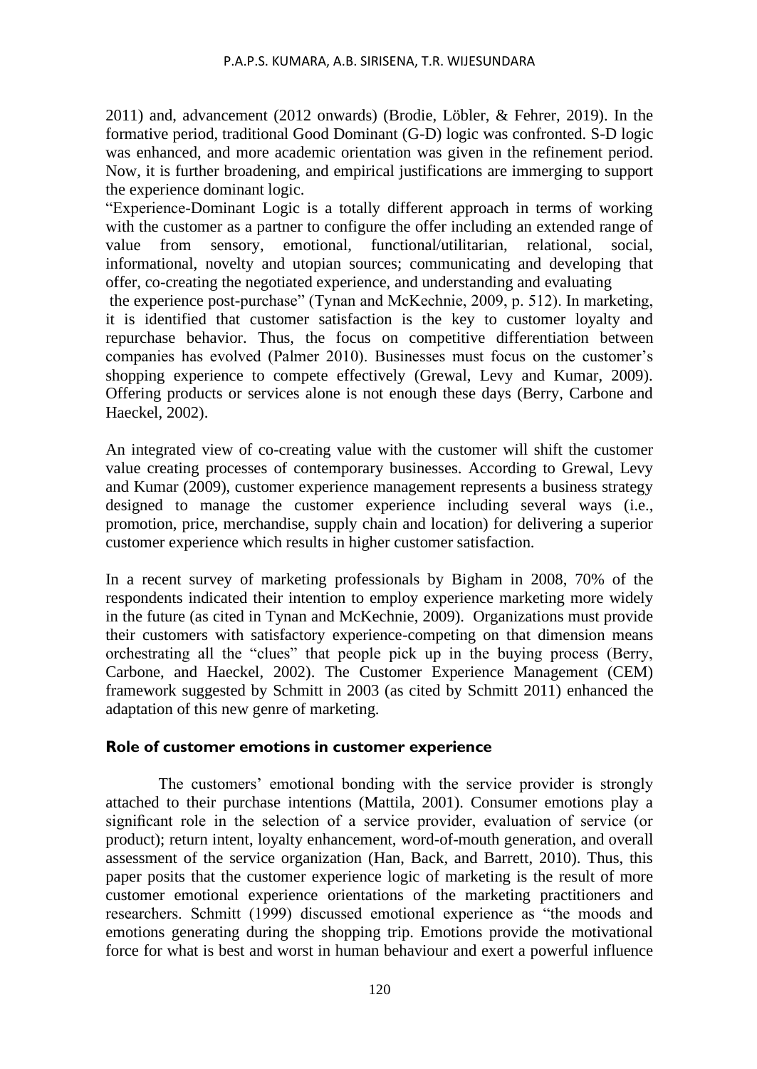2011) and, advancement (2012 onwards) (Brodie, Löbler, & Fehrer, 2019). In the formative period, traditional Good Dominant (G-D) logic was confronted. S-D logic was enhanced, and more academic orientation was given in the refinement period. Now, it is further broadening, and empirical justifications are immerging to support the experience dominant logic.

"Experience-Dominant Logic is a totally different approach in terms of working with the customer as a partner to configure the offer including an extended range of value from sensory, emotional, functional/utilitarian, relational, social, informational, novelty and utopian sources; communicating and developing that offer, co-creating the negotiated experience, and understanding and evaluating the experience post-purchase" (Tynan and McKechnie, 2009, p. 512). In marketing, it is identified that customer satisfaction is the key to customer loyalty and repurchase behavior. Thus, the focus on competitive differentiation between companies has evolved (Palmer 2010). Businesses must focus on the customer's shopping experience to compete effectively (Grewal, Levy and Kumar, 2009). Offering products or services alone is not enough these days (Berry, Carbone and Haeckel, 2002).

An integrated view of co-creating value with the customer will shift the customer value creating processes of contemporary businesses. According to Grewal, Levy and Kumar (2009), customer experience management represents a business strategy designed to manage the customer experience including several ways (i.e., promotion, price, merchandise, supply chain and location) for delivering a superior customer experience which results in higher customer satisfaction.

In a recent survey of marketing professionals by Bigham in 2008, 70% of the respondents indicated their intention to employ experience marketing more widely in the future (as cited in Tynan and McKechnie, 2009). Organizations must provide their customers with satisfactory experience-competing on that dimension means orchestrating all the "clues" that people pick up in the buying process (Berry, Carbone, and Haeckel, 2002). The Customer Experience Management (CEM) framework suggested by Schmitt in 2003 (as cited by Schmitt 2011) enhanced the adaptation of this new genre of marketing.

## Role of customer emotions in customer experience

The customers' emotional bonding with the service provider is strongly attached to their purchase intentions (Mattila, 2001). Consumer emotions play a significant role in the selection of a service provider, evaluation of service (or product); return intent, loyalty enhancement, word-of-mouth generation, and overall assessment of the service organization (Han, Back, and Barrett, 2010). Thus, this paper posits that the customer experience logic of marketing is the result of more customer emotional experience orientations of the marketing practitioners and researchers. Schmitt (1999) discussed emotional experience as "the moods and emotions generating during the shopping trip. Emotions provide the motivational force for what is best and worst in human behaviour and exert a powerful influence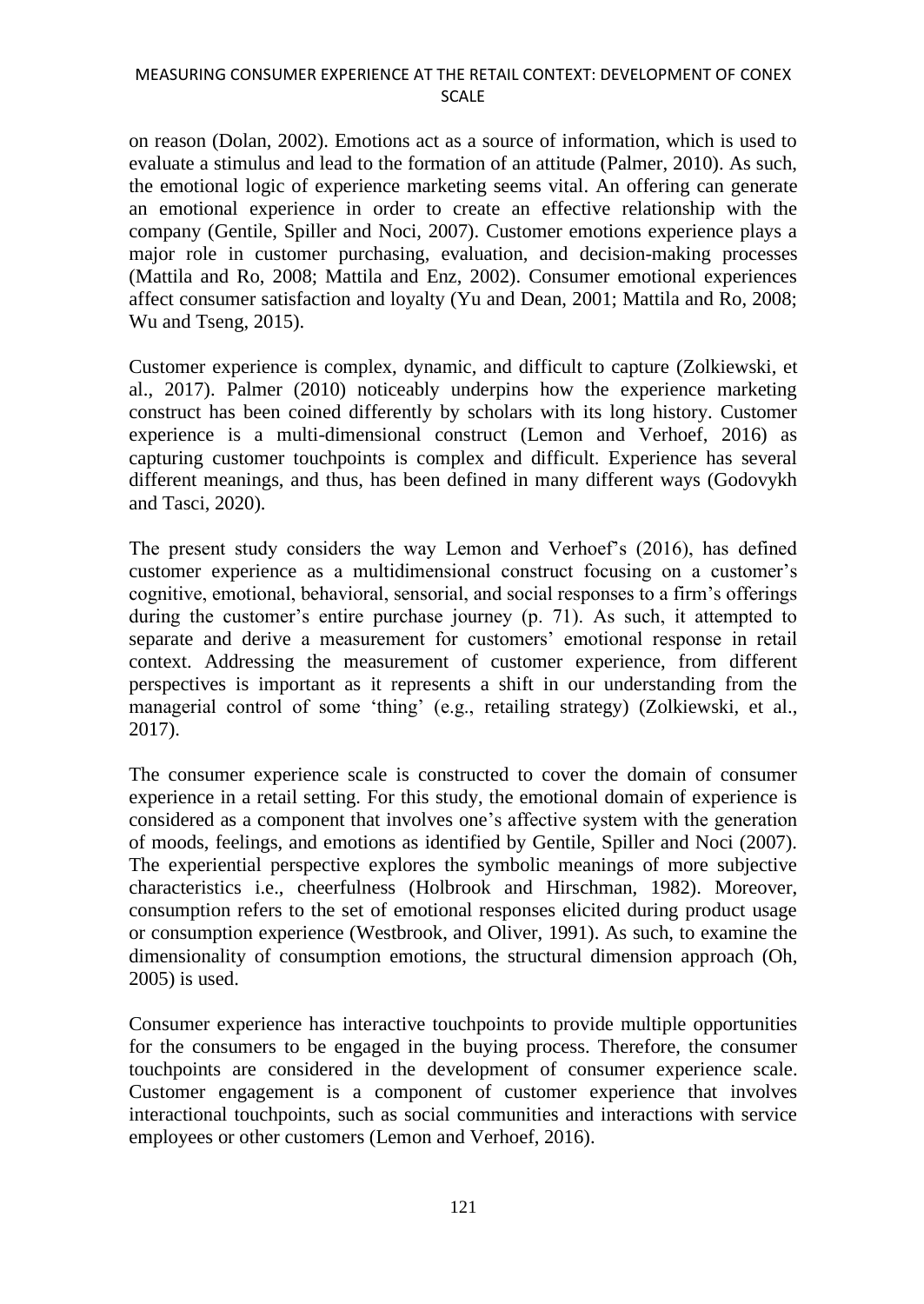on reason (Dolan, 2002). Emotions act as a source of information, which is used to evaluate a stimulus and lead to the formation of an attitude (Palmer, 2010). As such, the emotional logic of experience marketing seems vital. An offering can generate an emotional experience in order to create an effective relationship with the company (Gentile, Spiller and Noci, 2007). Customer emotions experience plays a major role in customer purchasing, evaluation, and decision-making processes (Mattila and Ro, 2008; Mattila and Enz, 2002). Consumer emotional experiences affect consumer satisfaction and loyalty (Yu and Dean, 2001; Mattila and Ro, 2008; Wu and Tseng, 2015).

Customer experience is complex, dynamic, and difficult to capture (Zolkiewski, et al., 2017). Palmer (2010) noticeably underpins how the experience marketing construct has been coined differently by scholars with its long history. Customer experience is a multi-dimensional construct (Lemon and Verhoef, 2016) as capturing customer touchpoints is complex and difficult. Experience has several different meanings, and thus, has been defined in many different ways (Godovykh and Tasci, 2020).

The present study considers the way Lemon and Verhoef's (2016), has defined customer experience as a multidimensional construct focusing on a customer's cognitive, emotional, behavioral, sensorial, and social responses to a firm's offerings during the customer's entire purchase journey (p. 71). As such, it attempted to separate and derive a measurement for customers' emotional response in retail context. Addressing the measurement of customer experience, from different perspectives is important as it represents a shift in our understanding from the managerial control of some 'thing' (e.g., retailing strategy) (Zolkiewski, et al., 2017).

The consumer experience scale is constructed to cover the domain of consumer experience in a retail setting. For this study, the emotional domain of experience is considered as a component that involves one's affective system with the generation of moods, feelings, and emotions as identified by Gentile, Spiller and Noci (2007). The experiential perspective explores the symbolic meanings of more subjective characteristics i.e., cheerfulness (Holbrook and Hirschman, 1982). Moreover, consumption refers to the set of emotional responses elicited during product usage or consumption experience (Westbrook, and Oliver, 1991). As such, to examine the dimensionality of consumption emotions, the structural dimension approach (Oh, 2005) is used.

Consumer experience has interactive touchpoints to provide multiple opportunities for the consumers to be engaged in the buying process. Therefore, the consumer touchpoints are considered in the development of consumer experience scale. Customer engagement is a component of customer experience that involves interactional touchpoints, such as social communities and interactions with service employees or other customers (Lemon and Verhoef, 2016).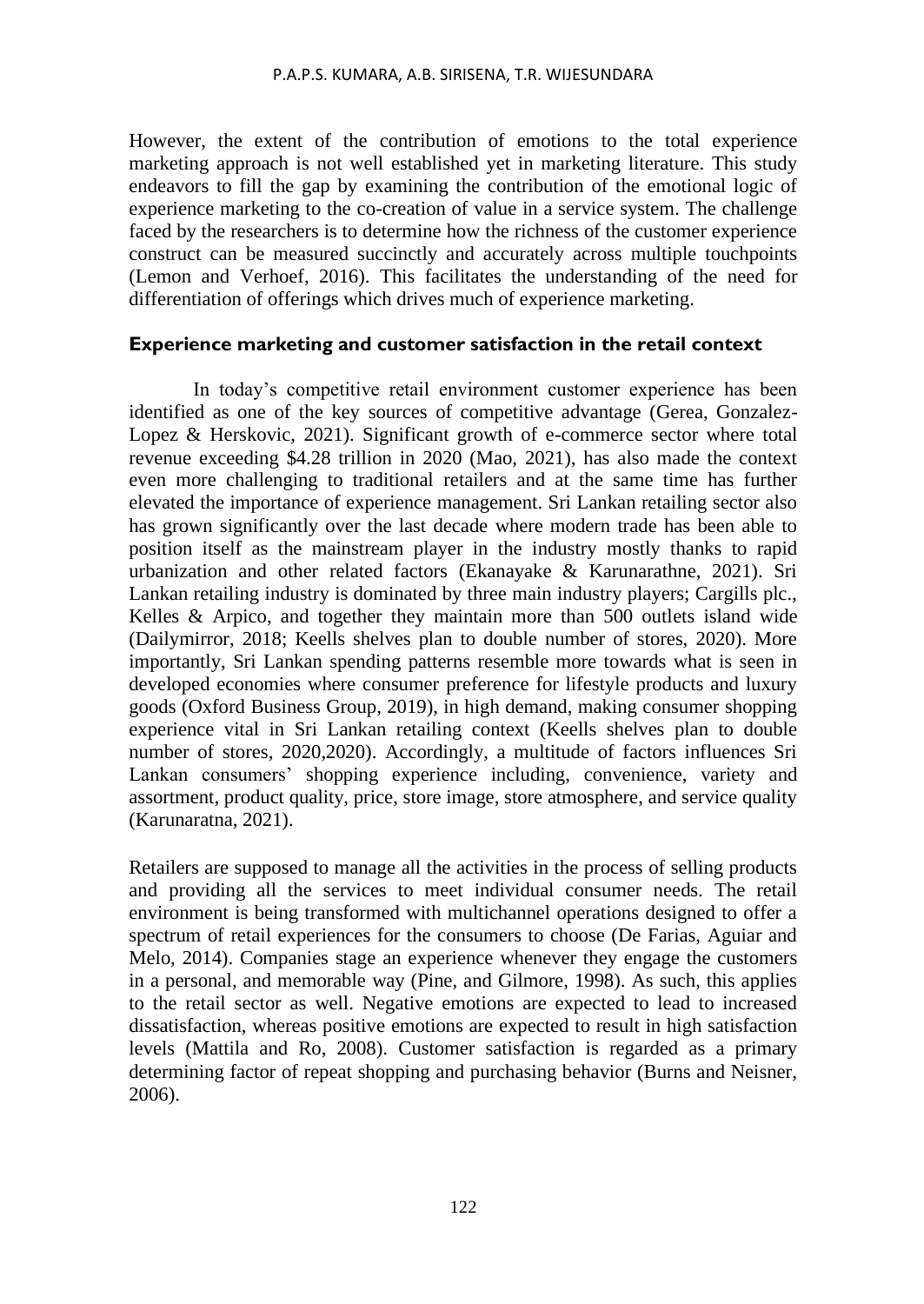However, the extent of the contribution of emotions to the total experience marketing approach is not well established yet in marketing literature. This study endeavors to fill the gap by examining the contribution of the emotional logic of experience marketing to the co-creation of value in a service system. The challenge faced by the researchers is to determine how the richness of the customer experience construct can be measured succinctly and accurately across multiple touchpoints (Lemon and Verhoef, 2016). This facilitates the understanding of the need for differentiation of offerings which drives much of experience marketing.

### Experience marketing and customer satisfaction in the retail context

In today's competitive retail environment customer experience has been identified as one of the key sources of competitive advantage (Gerea, Gonzalez-Lopez & Herskovic, 2021). Significant growth of e-commerce sector where total revenue exceeding $4.28 trillion in 2020 (Mao, 2021), has also made the context even more challenging to traditional retailers and at the same time has further elevated the importance of experience management. Sri Lankan retailing sector also has grown significantly over the last decade where modern trade has been able to position itself as the mainstream player in the industry mostly thanks to rapid urbanization and other related factors (Ekanayake & Karunarathne, 2021). Sri Lankan retailing industry is dominated by three main industry players; Cargills plc., Kelles & Arpico, and together they maintain more than 500 outlets island wide (Dailymirror, 2018; Keells shelves plan to double number of stores, 2020). More importantly, Sri Lankan spending patterns resemble more towards what is seen in developed economies where consumer preference for lifestyle products and luxury goods (Oxford Business Group, 2019), in high demand, making consumer shopping experience vital in Sri Lankan retailing context (Keells shelves plan to double number of stores, 2020,2020). Accordingly, a multitude of factors influences Sri Lankan consumers' shopping experience including, convenience, variety and assortment, product quality, price, store image, store atmosphere, and service quality (Karunaratna, 2021).

Retailers are supposed to manage all the activities in the process of selling products and providing all the services to meet individual consumer needs. The retail environment is being transformed with multichannel operations designed to offer a spectrum of retail experiences for the consumers to choose (De Farias, Aguiar and Melo, 2014). Companies stage an experience whenever they engage the customers in a personal, and memorable way (Pine, and Gilmore, 1998). As such, this applies to the retail sector as well. Negative emotions are expected to lead to increased dissatisfaction, whereas positive emotions are expected to result in high satisfaction levels (Mattila and Ro, 2008). Customer satisfaction is regarded as a primary determining factor of repeat shopping and purchasing behavior (Burns and Neisner, 2006).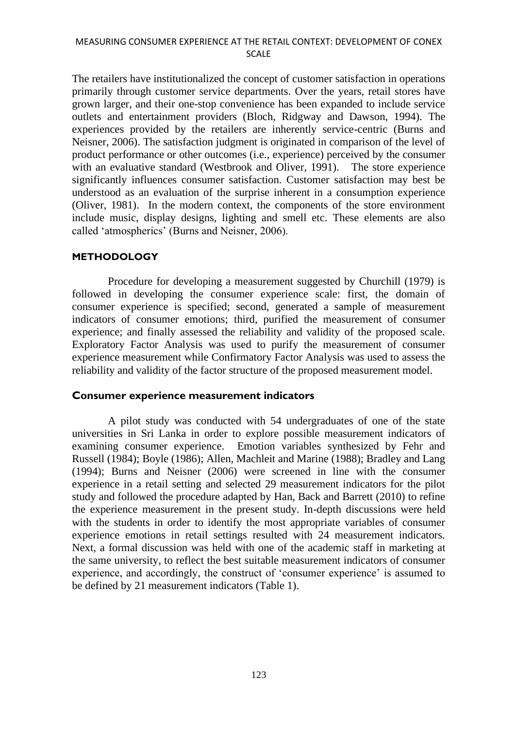The retailers have institutionalized the concept of customer satisfaction in operations primarily through customer service departments. Over the years, retail stores have grown larger, and their one-stop convenience has been expanded to include service outlets and entertainment providers (Bloch, Ridgway and Dawson, 1994). The experiences provided by the retailers are inherently service-centric (Burns and Neisner, 2006). The satisfaction judgment is originated in comparison of the level of product performance or other outcomes (i.e., experience) perceived by the consumer with an evaluative standard (Westbrook and Oliver, 1991). The store experience significantly influences consumer satisfaction. Customer satisfaction may best be understood as an evaluation of the surprise inherent in a consumption experience (Oliver, 1981). In the modern context, the components of the store environment include music, display designs, lighting and smell etc. These elements are also called 'atmospherics' (Burns and Neisner, 2006).

## METHODOLOGY

Procedure for developing a measurement suggested by Churchill (1979) is followed in developing the consumer experience scale: first, the domain of consumer experience is specified; second, generated a sample of measurement indicators of consumer emotions; third, purified the measurement of consumer experience; and finally assessed the reliability and validity of the proposed scale. Exploratory Factor Analysis was used to purify the measurement of consumer experience measurement while Confirmatory Factor Analysis was used to assess the reliability and validity of the factor structure of the proposed measurement model.

### Consumer experience measurement indicators

A pilot study was conducted with 54 undergraduates of one of the state universities in Sri Lanka in order to explore possible measurement indicators of examining consumer experience. Emotion variables synthesized by Fehr and Russell (1984); Boyle (1986); Allen, Machleit and Marine (1988); Bradley and Lang (1994); Burns and Neisner (2006) were screened in line with the consumer experience in a retail setting and selected 29 measurement indicators for the pilot study and followed the procedure adapted by Han, Back and Barrett (2010) to refine the experience measurement in the present study. In-depth discussions were held with the students in order to identify the most appropriate variables of consumer experience emotions in retail settings resulted with 24 measurement indicators. Next, a formal discussion was held with one of the academic staff in marketing at the same university, to reflect the best suitable measurement indicators of consumer experience, and accordingly, the construct of 'consumer experience' is assumed to be defined by 21 measurement indicators (Table 1).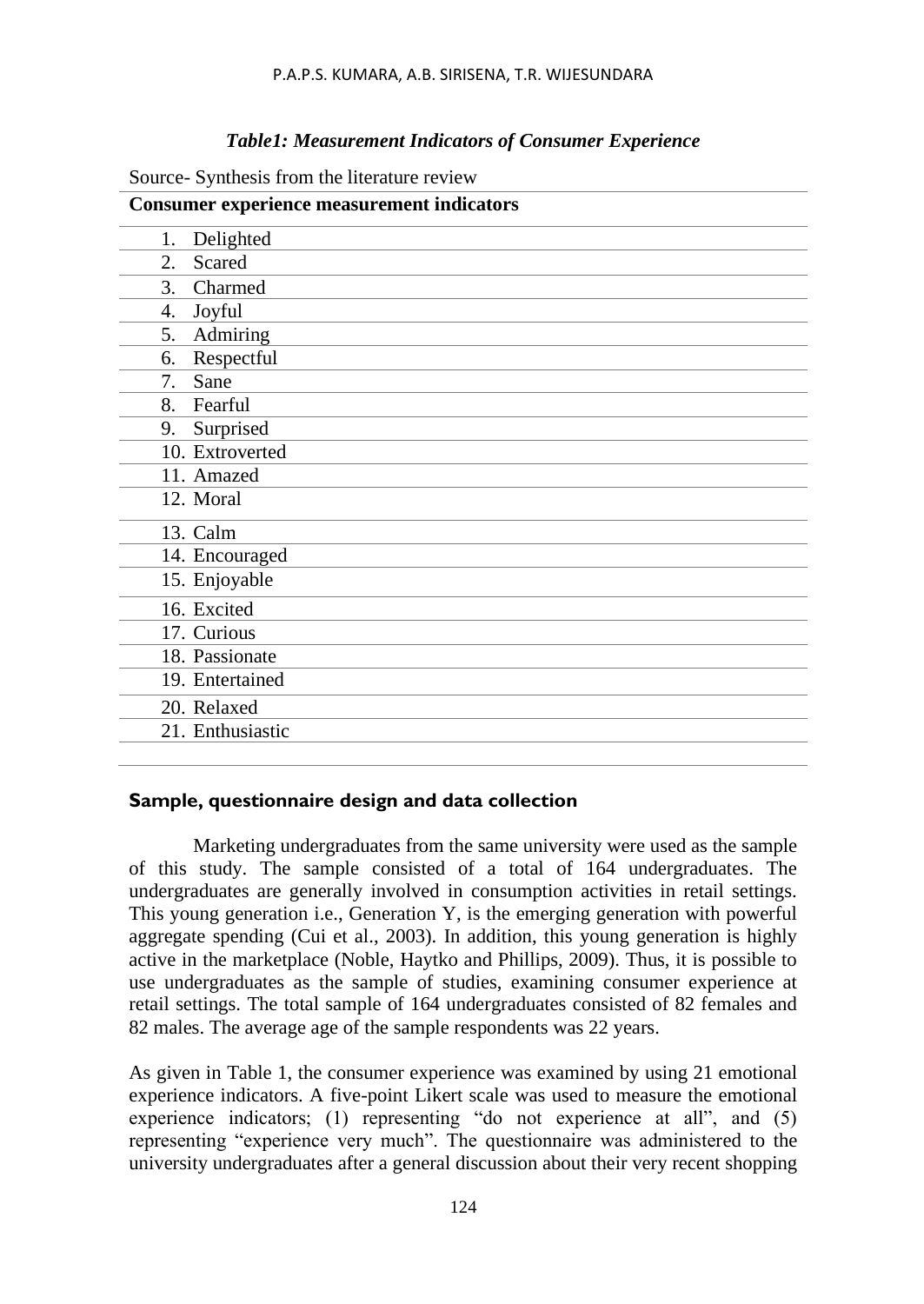***Table1: Measurement Indicators of Consumer Experience***

Source- Synthesis from the literature review

| Consumer experience measurement indicators |
| --- |
| 1. Delighted |
| 2. Scared |
| 3. Charmed |
| 4. Joyful |
| 5. Admiring |
| 6. Respectful |
| 7. Sane |
| 8. Fearful |
| 9. Surprised |
| 10. Extroverted |
| 11. Amazed |
| 12. Moral |
| 13. Calm |
| 14. Encouraged |
| 15. Enjoyable |
| 16. Excited |
| 17. Curious |
| 18. Passionate |
| 19. Entertained |
| 20. Relaxed |
| 21. Enthusiastic |

## Sample, questionnaire design and data collection

Marketing undergraduates from the same university were used as the sample of this study. The sample consisted of a total of 164 undergraduates. The undergraduates are generally involved in consumption activities in retail settings. This young generation i.e., Generation Y, is the emerging generation with powerful aggregate spending (Cui et al., 2003). In addition, this young generation is highly active in the marketplace (Noble, Haytko and Phillips, 2009). Thus, it is possible to use undergraduates as the sample of studies, examining consumer experience at retail settings. The total sample of 164 undergraduates consisted of 82 females and 82 males. The average age of the sample respondents was 22 years.

As given in Table 1, the consumer experience was examined by using 21 emotional experience indicators. A five-point Likert scale was used to measure the emotional experience indicators; (1) representing "do not experience at all", and (5) representing "experience very much". The questionnaire was administered to the university undergraduates after a general discussion about their very recent shopping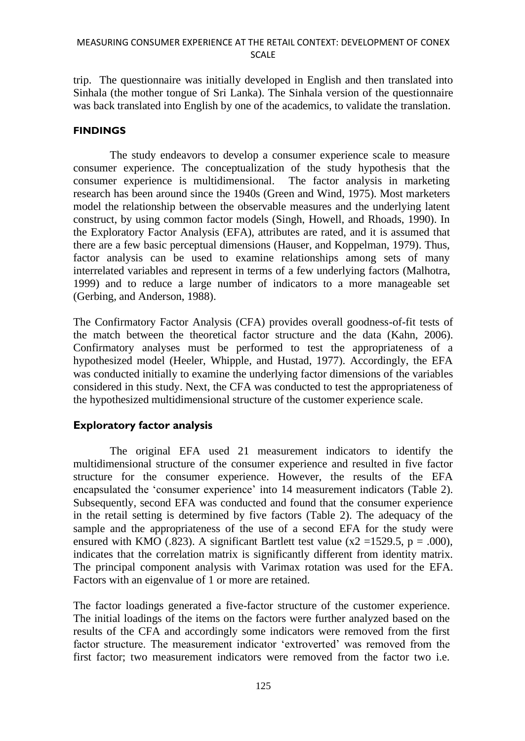trip. The questionnaire was initially developed in English and then translated into Sinhala (the mother tongue of Sri Lanka). The Sinhala version of the questionnaire was back translated into English by one of the academics, to validate the translation.

## FINDINGS

The study endeavors to develop a consumer experience scale to measure consumer experience. The conceptualization of the study hypothesis that the consumer experience is multidimensional. The factor analysis in marketing research has been around since the 1940s (Green and Wind, 1975). Most marketers model the relationship between the observable measures and the underlying latent construct, by using common factor models (Singh, Howell, and Rhoads, 1990). In the Exploratory Factor Analysis (EFA), attributes are rated, and it is assumed that there are a few basic perceptual dimensions (Hauser, and Koppelman, 1979). Thus, factor analysis can be used to examine relationships among sets of many interrelated variables and represent in terms of a few underlying factors (Malhotra, 1999) and to reduce a large number of indicators to a more manageable set (Gerbing, and Anderson, 1988).

The Confirmatory Factor Analysis (CFA) provides overall goodness-of-fit tests of the match between the theoretical factor structure and the data (Kahn, 2006). Confirmatory analyses must be performed to test the appropriateness of a hypothesized model (Heeler, Whipple, and Hustad, 1977). Accordingly, the EFA was conducted initially to examine the underlying factor dimensions of the variables considered in this study. Next, the CFA was conducted to test the appropriateness of the hypothesized multidimensional structure of the customer experience scale.

### Exploratory factor analysis

The original EFA used 21 measurement indicators to identify the multidimensional structure of the consumer experience and resulted in five factor structure for the consumer experience. However, the results of the EFA encapsulated the 'consumer experience' into 14 measurement indicators (Table 2). Subsequently, second EFA was conducted and found that the consumer experience in the retail setting is determined by five factors (Table 2). The adequacy of the sample and the appropriateness of the use of a second EFA for the study were ensured with KMO (.823). A significant Bartlett test value ($x2$ =1529.5, $p = .000$), indicates that the correlation matrix is significantly different from identity matrix. The principal component analysis with Varimax rotation was used for the EFA. Factors with an eigenvalue of 1 or more are retained.

The factor loadings generated a five-factor structure of the customer experience. The initial loadings of the items on the factors were further analyzed based on the results of the CFA and accordingly some indicators were removed from the first factor structure. The measurement indicator 'extroverted' was removed from the first factor; two measurement indicators were removed from the factor two i.e.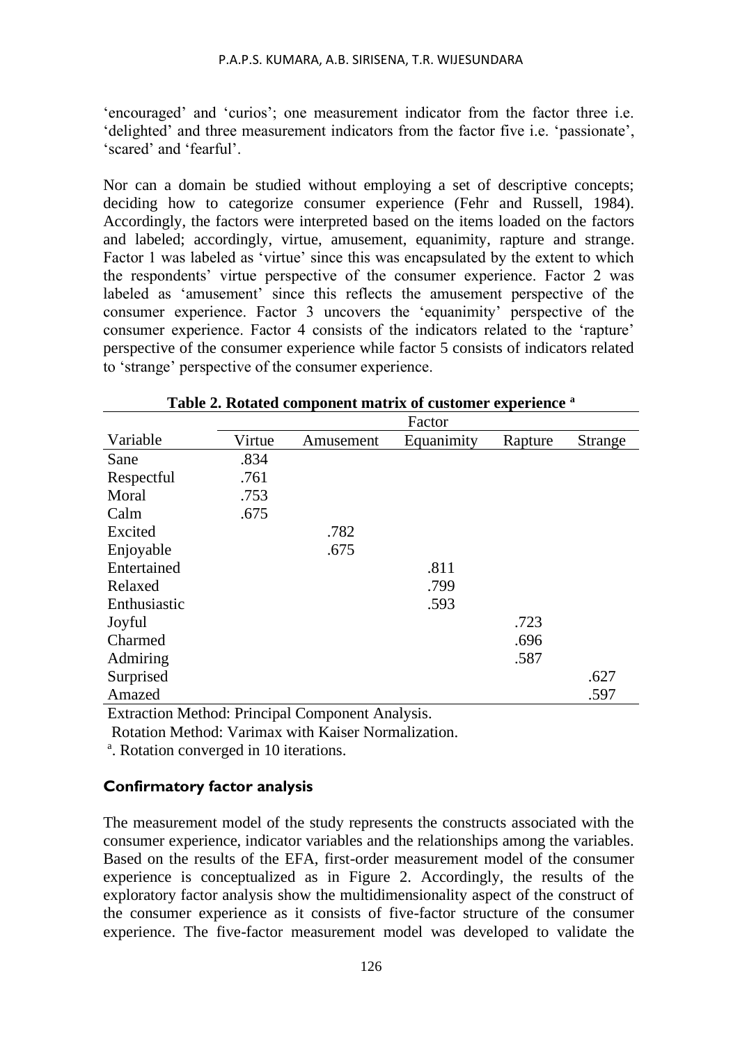'encouraged' and 'curios'; one measurement indicator from the factor three i.e. 'delighted' and three measurement indicators from the factor five i.e. 'passionate', 'scared' and 'fearful'.

Nor can a domain be studied without employing a set of descriptive concepts; deciding how to categorize consumer experience (Fehr and Russell, 1984). Accordingly, the factors were interpreted based on the items loaded on the factors and labeled; accordingly, virtue, amusement, equanimity, rapture and strange. Factor 1 was labeled as 'virtue' since this was encapsulated by the extent to which the respondents' virtue perspective of the consumer experience. Factor 2 was labeled as 'amusement' since this reflects the amusement perspective of the consumer experience. Factor 3 uncovers the 'equanimity' perspective of the consumer experience. Factor 4 consists of the indicators related to the 'rapture' perspective of the consumer experience while factor 5 consists of indicators related to 'strange' perspective of the consumer experience.

**Table 2. Rotated component matrix of customer experience [a]**

| | Factor | | | | |
|---|---|---|---|---|---|
| Variable | Virtue | Amusement | Equanimity | Rapture | Strange |
| Sane | .834 | | | | |
| Respectful | .761 | | | | |
| Moral | .753 | | | | |
| Calm | .675 | | | | |
| Excited | | .782 | | | |
| Enjoyable | | .675 | | | |
| Entertained | | | .811 | | |
| Relaxed | | | .799 | | |
| Enthusiastic | | | .593 | | |
| Joyful | | | | .723 | |
| Charmed | | | | .696 | |
| Admiring | | | | .587 | |
| Surprised | | | | | .627 |
| Amazed | | | | | .597 |

Extraction Method: Principal Component Analysis.

Rotation Method: Varimax with Kaiser Normalization.

[a]. Rotation converged in 10 iterations.

### Confirmatory factor analysis

The measurement model of the study represents the constructs associated with the consumer experience, indicator variables and the relationships among the variables. Based on the results of the EFA, first-order measurement model of the consumer experience is conceptualized as in Figure 2. Accordingly, the results of the exploratory factor analysis show the multidimensionality aspect of the construct of the consumer experience as it consists of five-factor structure of the consumer experience. The five-factor measurement model was developed to validate the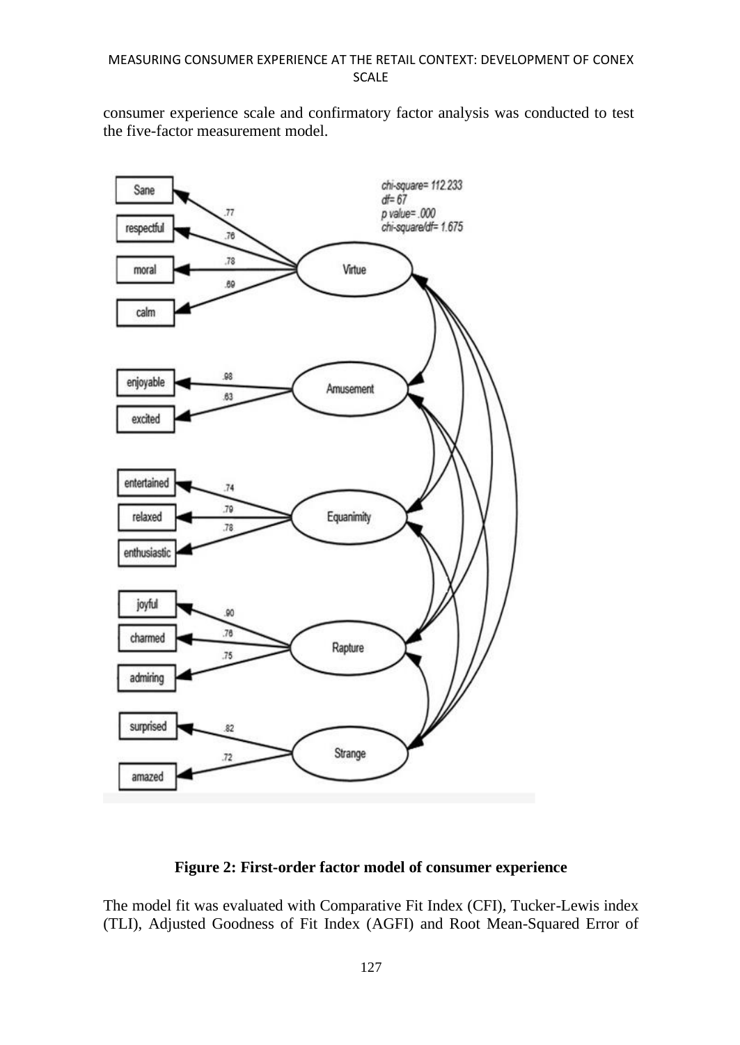consumer experience scale and confirmatory factor analysis was conducted to test the five-factor measurement model.

**Figure 2: First-order factor model of consumer experience**

The model fit was evaluated with Comparative Fit Index (CFI), Tucker-Lewis index (TLI), Adjusted Goodness of Fit Index (AGFI) and Root Mean-Squared Error of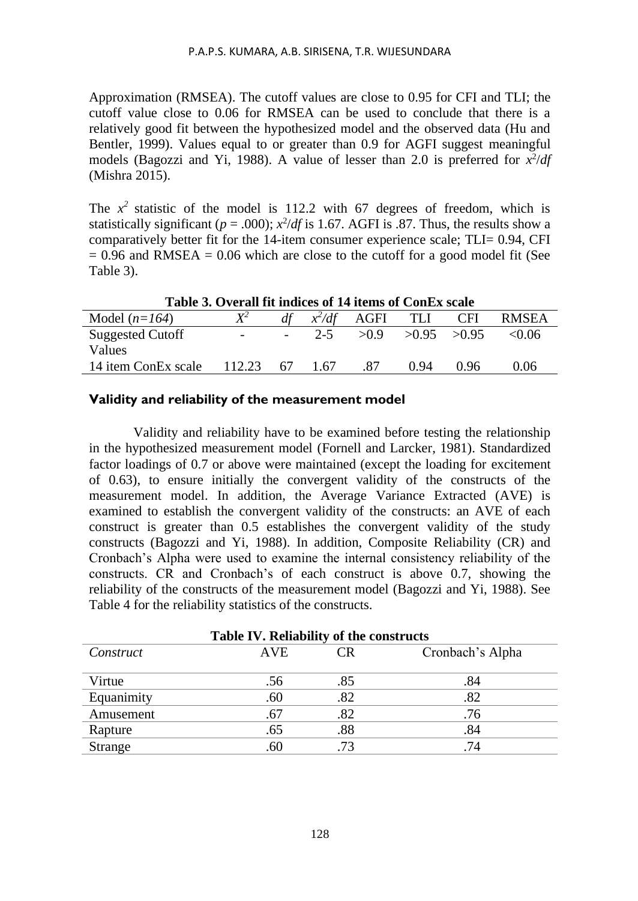Approximation (RMSEA). The cutoff values are close to 0.95 for CFI and TLI; the cutoff value close to 0.06 for RMSEA can be used to conclude that there is a relatively good fit between the hypothesized model and the observed data (Hu and Bentler, 1999). Values equal to or greater than 0.9 for AGFI suggest meaningful models (Bagozzi and Yi, 1988). A value of lesser than 2.0 is preferred for $x^2/df$ (Mishra 2015).

The $x^2$ statistic of the model is 112.2 with 67 degrees of freedom, which is statistically significant ($p = .000$); $x^2/df$ is 1.67. AGFI is .87. Thus, the results show a comparatively better fit for the 14-item consumer experience scale; TLI= 0.94, CFI = 0.96 and RMSEA = 0.06 which are close to the cutoff for a good model fit (See Table 3).

**Table 3. Overall fit indices of 14 items of ConEx scale**

| Model ($n=164$) | $X^2$ | $df$ | $x^2/df$ | AGFI | TLI | CFI | RMSEA |
|---|---|---|---|---|---|---|---|
| Suggested Cutoff Values | - | - | 2-5 | >0.9 | >0.95 | >0.95 | <0.06 |
| 14 item ConEx scale | 112.23 | 67 | 1.67 | .87 | 0.94 | 0.96 | 0.06 |

### Validity and reliability of the measurement model

Validity and reliability have to be examined before testing the relationship in the hypothesized measurement model (Fornell and Larcker, 1981). Standardized factor loadings of 0.7 or above were maintained (except the loading for excitement of 0.63), to ensure initially the convergent validity of the constructs of the measurement model. In addition, the Average Variance Extracted (AVE) is examined to establish the convergent validity of the constructs: an AVE of each construct is greater than 0.5 establishes the convergent validity of the study constructs (Bagozzi and Yi, 1988). In addition, Composite Reliability (CR) and Cronbach's Alpha were used to examine the internal consistency reliability of the constructs. CR and Cronbach's of each construct is above 0.7, showing the reliability of the constructs of the measurement model (Bagozzi and Yi, 1988). See Table 4 for the reliability statistics of the constructs.

**Table IV. Reliability of the constructs**

| *Construct* | AVE | CR | Cronbach's Alpha |
|---|---|---|---|
| Virtue | .56 | .85 | .84 |
| Equanimity | .60 | .82 | .82 |
| Amusement | .67 | .82 | .76 |
| Rapture | .65 | .88 | .84 |
| Strange | .60 | .73 | .74 |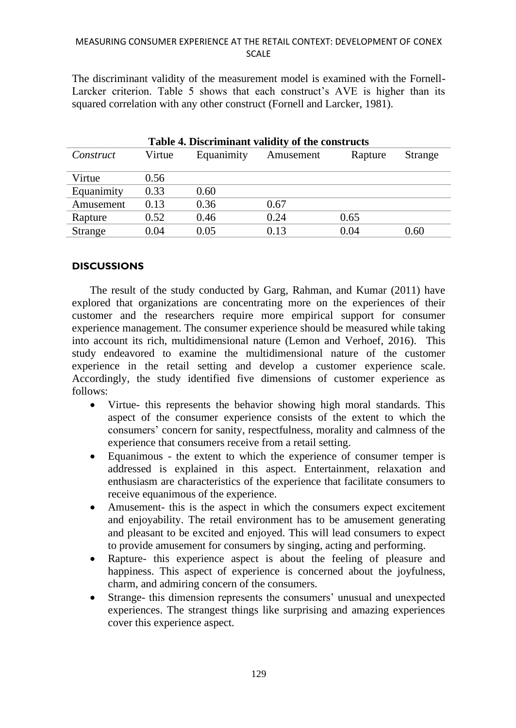The discriminant validity of the measurement model is examined with the Fornell-Larcker criterion. Table 5 shows that each construct's AVE is higher than its squared correlation with any other construct (Fornell and Larcker, 1981).

**Table 4. Discriminant validity of the constructs**

| *Construct* | Virtue | Equanimity | Amusement | Rapture | Strange |
|---|---|---|---|---|---|
| Virtue | 0.56 | | | | |
| Equanimity | 0.33 | 0.60 | | | |
| Amusement | 0.13 | 0.36 | 0.67 | | |
| Rapture | 0.52 | 0.46 | 0.24 | 0.65 | |
| Strange | 0.04 | 0.05 | 0.13 | 0.04 | 0.60 |

## DISCUSSIONS

The result of the study conducted by Garg, Rahman, and Kumar (2011) have explored that organizations are concentrating more on the experiences of their customer and the researchers require more empirical support for consumer experience management. The consumer experience should be measured while taking into account its rich, multidimensional nature (Lemon and Verhoef, 2016). This study endeavored to examine the multidimensional nature of the customer experience in the retail setting and develop a customer experience scale. Accordingly, the study identified five dimensions of customer experience as follows:

- Virtue- this represents the behavior showing high moral standards. This aspect of the consumer experience consists of the extent to which the consumers' concern for sanity, respectfulness, morality and calmness of the experience that consumers receive from a retail setting.
- Equanimous - the extent to which the experience of consumer temper is addressed is explained in this aspect. Entertainment, relaxation and enthusiasm are characteristics of the experience that facilitate consumers to receive equanimous of the experience.
- Amusement- this is the aspect in which the consumers expect excitement and enjoyability. The retail environment has to be amusement generating and pleasant to be excited and enjoyed. This will lead consumers to expect to provide amusement for consumers by singing, acting and performing.
- Rapture- this experience aspect is about the feeling of pleasure and happiness. This aspect of experience is concerned about the joyfulness, charm, and admiring concern of the consumers.
- Strange- this dimension represents the consumers' unusual and unexpected experiences. The strangest things like surprising and amazing experiences cover this experience aspect.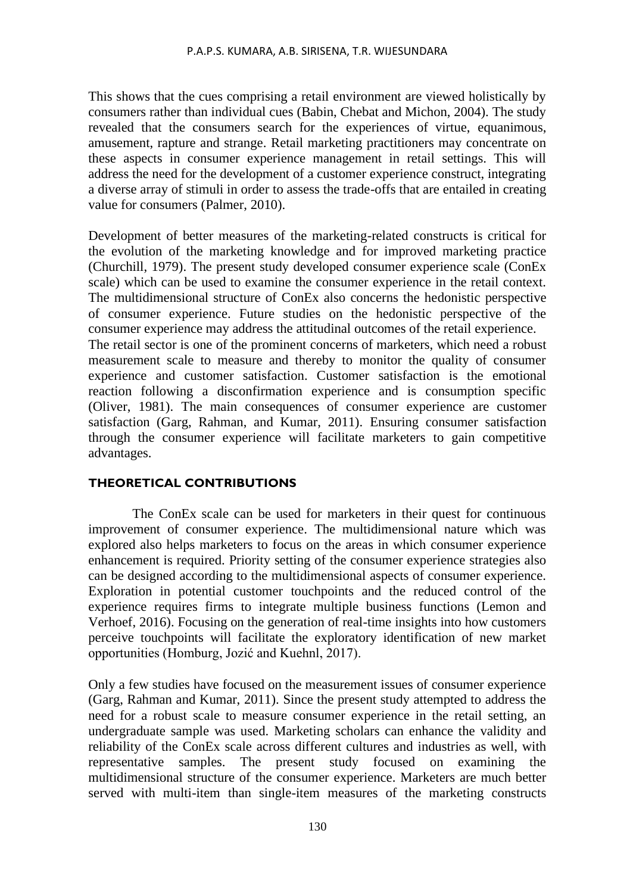This shows that the cues comprising a retail environment are viewed holistically by consumers rather than individual cues (Babin, Chebat and Michon, 2004). The study revealed that the consumers search for the experiences of virtue, equanimous, amusement, rapture and strange. Retail marketing practitioners may concentrate on these aspects in consumer experience management in retail settings. This will address the need for the development of a customer experience construct, integrating a diverse array of stimuli in order to assess the trade-offs that are entailed in creating value for consumers (Palmer, 2010).

Development of better measures of the marketing-related constructs is critical for the evolution of the marketing knowledge and for improved marketing practice (Churchill, 1979). The present study developed consumer experience scale (ConEx scale) which can be used to examine the consumer experience in the retail context. The multidimensional structure of ConEx also concerns the hedonistic perspective of consumer experience. Future studies on the hedonistic perspective of the consumer experience may address the attitudinal outcomes of the retail experience. The retail sector is one of the prominent concerns of marketers, which need a robust measurement scale to measure and thereby to monitor the quality of consumer experience and customer satisfaction. Customer satisfaction is the emotional reaction following a disconfirmation experience and is consumption specific (Oliver, 1981). The main consequences of consumer experience are customer satisfaction (Garg, Rahman, and Kumar, 2011). Ensuring consumer satisfaction through the consumer experience will facilitate marketers to gain competitive advantages.

## THEORETICAL CONTRIBUTIONS

The ConEx scale can be used for marketers in their quest for continuous improvement of consumer experience. The multidimensional nature which was explored also helps marketers to focus on the areas in which consumer experience enhancement is required. Priority setting of the consumer experience strategies also can be designed according to the multidimensional aspects of consumer experience. Exploration in potential customer touchpoints and the reduced control of the experience requires firms to integrate multiple business functions (Lemon and Verhoef, 2016). Focusing on the generation of real-time insights into how customers perceive touchpoints will facilitate the exploratory identification of new market opportunities (Homburg, Jozić and Kuehnl, 2017).

Only a few studies have focused on the measurement issues of consumer experience (Garg, Rahman and Kumar, 2011). Since the present study attempted to address the need for a robust scale to measure consumer experience in the retail setting, an undergraduate sample was used. Marketing scholars can enhance the validity and reliability of the ConEx scale across different cultures and industries as well, with representative samples. The present study focused on examining the multidimensional structure of the consumer experience. Marketers are much better served with multi-item than single-item measures of the marketing constructs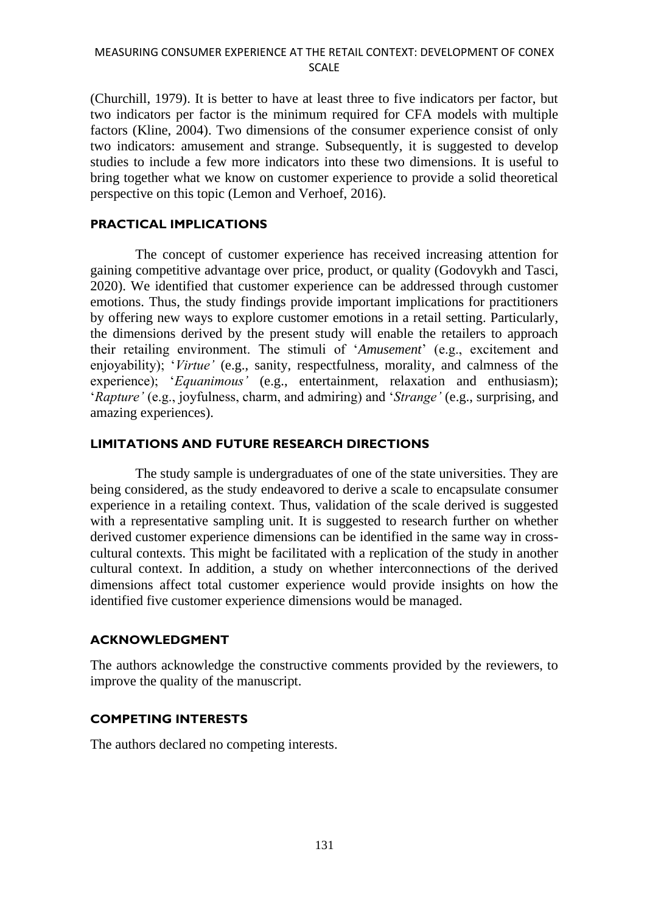(Churchill, 1979). It is better to have at least three to five indicators per factor, but two indicators per factor is the minimum required for CFA models with multiple factors (Kline, 2004). Two dimensions of the consumer experience consist of only two indicators: amusement and strange. Subsequently, it is suggested to develop studies to include a few more indicators into these two dimensions. It is useful to bring together what we know on customer experience to provide a solid theoretical perspective on this topic (Lemon and Verhoef, 2016).

## PRACTICAL IMPLICATIONS

The concept of customer experience has received increasing attention for gaining competitive advantage over price, product, or quality (Godovykh and Tasci, 2020). We identified that customer experience can be addressed through customer emotions. Thus, the study findings provide important implications for practitioners by offering new ways to explore customer emotions in a retail setting. Particularly, the dimensions derived by the present study will enable the retailers to approach their retailing environment. The stimuli of '*Amusement*' (e.g., excitement and enjoyability); '*Virtue'* (e.g., sanity, respectfulness, morality, and calmness of the experience); '*Equanimous'* (e.g., entertainment, relaxation and enthusiasm); '*Rapture'* (e.g., joyfulness, charm, and admiring) and '*Strange'* (e.g., surprising, and amazing experiences).

## LIMITATIONS AND FUTURE RESEARCH DIRECTIONS

The study sample is undergraduates of one of the state universities. They are being considered, as the study endeavored to derive a scale to encapsulate consumer experience in a retailing context. Thus, validation of the scale derived is suggested with a representative sampling unit. It is suggested to research further on whether derived customer experience dimensions can be identified in the same way in cross-cultural contexts. This might be facilitated with a replication of the study in another cultural context. In addition, a study on whether interconnections of the derived dimensions affect total customer experience would provide insights on how the identified five customer experience dimensions would be managed.

## ACKNOWLEDGMENT

The authors acknowledge the constructive comments provided by the reviewers, to improve the quality of the manuscript.

## COMPETING INTERESTS

The authors declared no competing interests.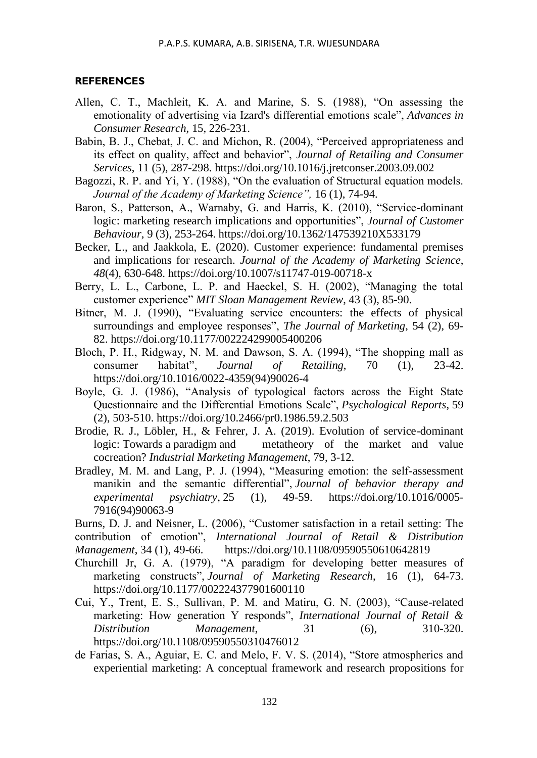## REFERENCES

Allen, C. T., Machleit, K. A. and Marine, S. S. (1988), "On assessing the emotionality of advertising via Izard's differential emotions scale", *Advances in Consumer Research,* 15, 226-231.

Babin, B. J., Chebat, J. C. and Michon, R. (2004), "Perceived appropriateness and its effect on quality, affect and behavior", *Journal of Retailing and Consumer Services*, 11 (5), 287-298. https://doi.org/10.1016/j.jretconser.2003.09.002

Bagozzi, R. P. and Yi, Y. (1988), "On the evaluation of Structural equation models. *Journal of the Academy of Marketing Science",* 16 (1), 74-94.

Baron, S., Patterson, A., Warnaby, G. and Harris, K. (2010), "Service-dominant logic: marketing research implications and opportunities", *Journal of Customer Behaviour*, 9 (3), 253-264. https://doi.org/10.1362/147539210X533179

Becker, L., and Jaakkola, E. (2020). Customer experience: fundamental premises and implications for research. *Journal of the Academy of Marketing Science*, *48*(4), 630-648. https://doi.org/10.1007/s11747-019-00718-x

Berry, L. L., Carbone, L. P. and Haeckel, S. H. (2002), "Managing the total customer experience" *MIT Sloan Management Review*, 43 (3), 85-90.

Bitner, M. J. (1990), "Evaluating service encounters: the effects of physical surroundings and employee responses", *The Journal of Marketing*, 54 (2), 69-82. https://doi.org/10.1177/002224299005400206

Bloch, P. H., Ridgway, N. M. and Dawson, S. A. (1994), "The shopping mall as consumer habitat", *Journal of Retailing*, 70 (1), 23-42. https://doi.org/10.1016/0022-4359(94)90026-4

Boyle, G. J. (1986), "Analysis of typological factors across the Eight State Questionnaire and the Differential Emotions Scale", *Psychological Reports*, 59 (2), 503-510. https://doi.org/10.2466/pr0.1986.59.2.503

Brodie, R. J., Löbler, H., & Fehrer, J. A. (2019). Evolution of service-dominant logic: Towards a paradigm and metatheory of the market and value cocreation? *Industrial Marketing Management*, 79, 3-12.

Bradley, M. M. and Lang, P. J. (1994), "Measuring emotion: the self-assessment manikin and the semantic differential", *Journal of behavior therapy and experimental psychiatry*, 25 (1), 49-59. https://doi.org/10.1016/0005-7916(94)90063-9

Burns, D. J. and Neisner, L. (2006), "Customer satisfaction in a retail setting: The contribution of emotion", *International Journal of Retail & Distribution Management*, 34 (1), 49-66. https://doi.org/10.1108/09590550610642819

Churchill Jr, G. A. (1979), "A paradigm for developing better measures of marketing constructs", *Journal of Marketing Research*, 16 (1), 64-73. https://doi.org/10.1177/002224377901600110

Cui, Y., Trent, E. S., Sullivan, P. M. and Matiru, G. N. (2003), "Cause-related marketing: How generation Y responds", *International Journal of Retail & Distribution Management*, 31 (6), 310-320. https://doi.org/10.1108/09590550310476012

de Farias, S. A., Aguiar, E. C. and Melo, F. V. S. (2014), "Store atmospherics and experiential marketing: A conceptual framework and research propositions for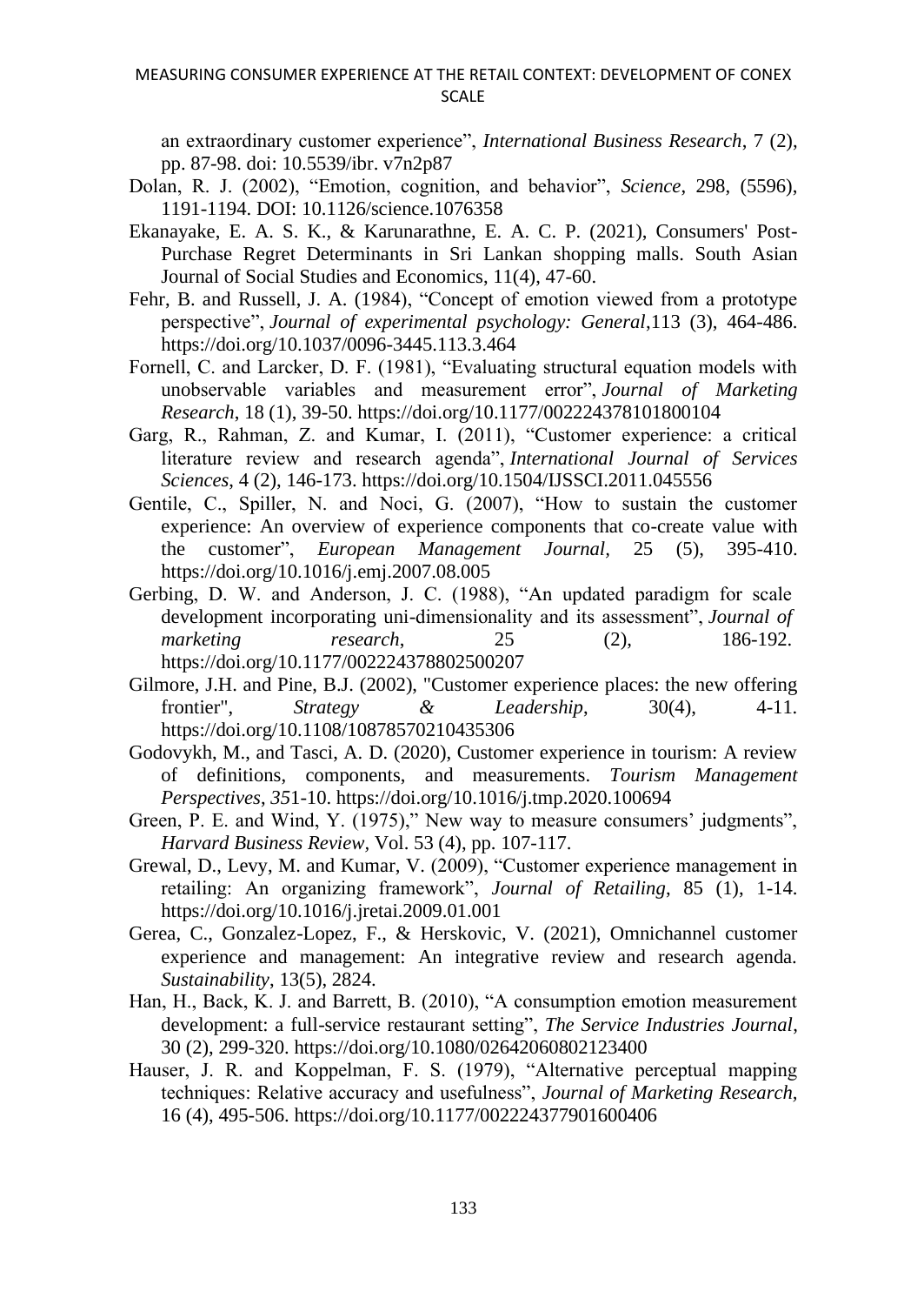an extraordinary customer experience", *International Business Research*, 7 (2), pp. 87-98. doi: 10.5539/ibr. v7n2p87

Dolan, R. J. (2002), "Emotion, cognition, and behavior", *Science*, 298, (5596), 1191-1194. DOI: 10.1126/science.1076358

Ekanayake, E. A. S. K., & Karunarathne, E. A. C. P. (2021), Consumers' Post-Purchase Regret Determinants in Sri Lankan shopping malls. South Asian Journal of Social Studies and Economics, 11(4), 47-60.

Fehr, B. and Russell, J. A. (1984), "Concept of emotion viewed from a prototype perspective", *Journal of experimental psychology: General*,113 (3), 464-486. https://doi.org/10.1037/0096-3445.113.3.464

Fornell, C. and Larcker, D. F. (1981), "Evaluating structural equation models with unobservable variables and measurement error", *Journal of Marketing Research*, 18 (1), 39-50. https://doi.org/10.1177/002224378101800104

Garg, R., Rahman, Z. and Kumar, I. (2011), "Customer experience: a critical literature review and research agenda", *International Journal of Services Sciences*, 4 (2), 146-173. https://doi.org/10.1504/IJSSCI.2011.045556

Gentile, C., Spiller, N. and Noci, G. (2007), "How to sustain the customer experience: An overview of experience components that co-create value with the customer", *European Management Journal*, 25 (5), 395-410. https://doi.org/10.1016/j.emj.2007.08.005

Gerbing, D. W. and Anderson, J. C. (1988), "An updated paradigm for scale development incorporating uni-dimensionality and its assessment", *Journal of marketing research*, 25 (2), 186-192. https://doi.org/10.1177/002224378802500207

Gilmore, J.H. and Pine, B.J. (2002), "Customer experience places: the new offering frontier", *Strategy & Leadership*, 30(4), 4-11. https://doi.org/10.1108/10878570210435306

Godovykh, M., and Tasci, A. D. (2020), Customer experience in tourism: A review of definitions, components, and measurements. *Tourism Management Perspectives*, *35*1-10. https://doi.org/10.1016/j.tmp.2020.100694

Green, P. E. and Wind, Y. (1975)," New way to measure consumers' judgments", *Harvard Business Review*, Vol. 53 (4), pp. 107-117.

Grewal, D., Levy, M. and Kumar, V. (2009), "Customer experience management in retailing: An organizing framework", *Journal of Retailing*, 85 (1), 1-14. https://doi.org/10.1016/j.jretai.2009.01.001

Gerea, C., Gonzalez-Lopez, F., & Herskovic, V. (2021), Omnichannel customer experience and management: An integrative review and research agenda. *Sustainability*, 13(5), 2824.

Han, H., Back, K. J. and Barrett, B. (2010), "A consumption emotion measurement development: a full-service restaurant setting", *The Service Industries Journal*, 30 (2), 299-320. https://doi.org/10.1080/02642060802123400

Hauser, J. R. and Koppelman, F. S. (1979), "Alternative perceptual mapping techniques: Relative accuracy and usefulness", *Journal of Marketing Research*, 16 (4), 495-506. https://doi.org/10.1177/002224377901600406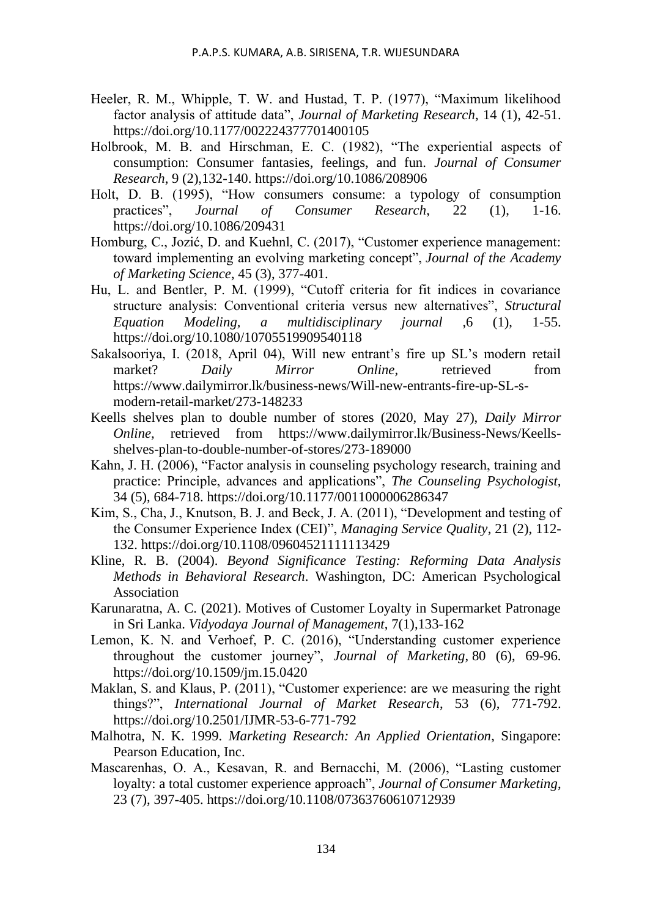Heeler, R. M., Whipple, T. W. and Hustad, T. P. (1977), "Maximum likelihood factor analysis of attitude data", *Journal of Marketing Research*, 14 (1), 42-51. https://doi.org/10.1177/002224377701400105

Holbrook, M. B. and Hirschman, E. C. (1982), "The experiential aspects of consumption: Consumer fantasies, feelings, and fun. *Journal of Consumer Research*, 9 (2),132-140. https://doi.org/10.1086/208906

Holt, D. B. (1995), "How consumers consume: a typology of consumption practices", *Journal of Consumer Research*, 22 (1), 1-16. https://doi.org/10.1086/209431

Homburg, C., Jozić, D. and Kuehnl, C. (2017), "Customer experience management: toward implementing an evolving marketing concept", *Journal of the Academy of Marketing Science*, 45 (3), 377-401.

Hu, L. and Bentler, P. M. (1999), "Cutoff criteria for fit indices in covariance structure analysis: Conventional criteria versus new alternatives", *Structural Equation Modeling, a multidisciplinary journal* ,6 (1), 1-55. https://doi.org/10.1080/10705519909540118

Sakalsooriya, I. (2018, April 04), Will new entrant's fire up SL's modern retail market? *Daily Mirror Online*, retrieved from https://www.dailymirror.lk/business-news/Will-new-entrants-fire-up-SL-s-modern-retail-market/273-148233

Keells shelves plan to double number of stores (2020, May 27), *Daily Mirror Online*, retrieved from https://www.dailymirror.lk/Business-News/Keells-shelves-plan-to-double-number-of-stores/273-189000

Kahn, J. H. (2006), "Factor analysis in counseling psychology research, training and practice: Principle, advances and applications", *The Counseling Psychologist*, 34 (5), 684-718. https://doi.org/10.1177/0011000006286347

Kim, S., Cha, J., Knutson, B. J. and Beck, J. A. (2011), "Development and testing of the Consumer Experience Index (CEI)", *Managing Service Quality*, 21 (2), 112-132. https://doi.org/10.1108/09604521111113429

Kline, R. B. (2004). *Beyond Significance Testing: Reforming Data Analysis Methods in Behavioral Research*. Washington, DC: American Psychological Association

Karunaratna, A. C. (2021). Motives of Customer Loyalty in Supermarket Patronage in Sri Lanka. *Vidyodaya Journal of Management*, 7(1),133-162

Lemon, K. N. and Verhoef, P. C. (2016), "Understanding customer experience throughout the customer journey", *Journal of Marketing*, 80 (6), 69-96. https://doi.org/10.1509/jm.15.0420

Maklan, S. and Klaus, P. (2011), "Customer experience: are we measuring the right things?", *International Journal of Market Research*, 53 (6), 771-792. https://doi.org/10.2501/IJMR-53-6-771-792

Malhotra, N. K. 1999. *Marketing Research: An Applied Orientation*, Singapore: Pearson Education, Inc.

Mascarenhas, O. A., Kesavan, R. and Bernacchi, M. (2006), "Lasting customer loyalty: a total customer experience approach", *Journal of Consumer Marketing*, 23 (7), 397-405. https://doi.org/10.1108/07363760610712939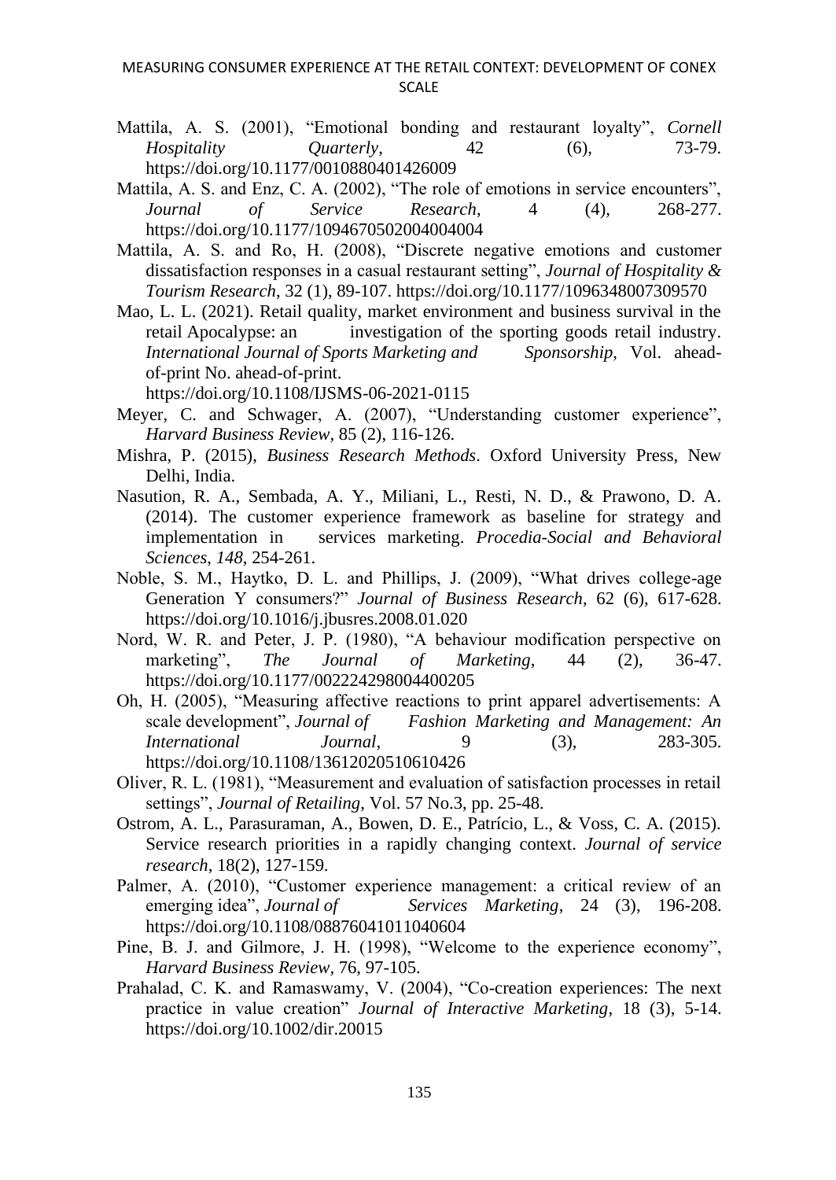Mattila, A. S. (2001), "Emotional bonding and restaurant loyalty", *Cornell Hospitality Quarterly*, 42 (6), 73-79. https://doi.org/10.1177/0010880401426009

Mattila, A. S. and Enz, C. A. (2002), "The role of emotions in service encounters", *Journal of Service Research*, 4 (4), 268-277. https://doi.org/10.1177/1094670502004004004

Mattila, A. S. and Ro, H. (2008), "Discrete negative emotions and customer dissatisfaction responses in a casual restaurant setting", *Journal of Hospitality & Tourism Research*, 32 (1), 89-107. https://doi.org/10.1177/1096348007309570

Mao, L. L. (2021). Retail quality, market environment and business survival in the retail Apocalypse: an investigation of the sporting goods retail industry. *International Journal of Sports Marketing and Sponsorship*, Vol. ahead-of-print No. ahead-of-print. https://doi.org/10.1108/IJSMS-06-2021-0115

Meyer, C. and Schwager, A. (2007), "Understanding customer experience", *Harvard Business Review*, 85 (2), 116-126.

Mishra, P. (2015), *Business Research Methods*. Oxford University Press, New Delhi, India.

Nasution, R. A., Sembada, A. Y., Miliani, L., Resti, N. D., & Prawono, D. A. (2014). The customer experience framework as baseline for strategy and implementation in services marketing. *Procedia-Social and Behavioral Sciences*, *148*, 254-261.

Noble, S. M., Haytko, D. L. and Phillips, J. (2009), "What drives college-age Generation Y consumers?" *Journal of Business Research*, 62 (6), 617-628. https://doi.org/10.1016/j.jbusres.2008.01.020

Nord, W. R. and Peter, J. P. (1980), "A behaviour modification perspective on marketing", *The Journal of Marketing*, 44 (2), 36-47. https://doi.org/10.1177/002224298004400205

Oh, H. (2005), "Measuring affective reactions to print apparel advertisements: A scale development", *Journal of Fashion Marketing and Management: An International Journal*, 9 (3), 283-305. https://doi.org/10.1108/13612020510610426

Oliver, R. L. (1981), "Measurement and evaluation of satisfaction processes in retail settings", *Journal of Retailing*, Vol. 57 No.3, pp. 25-48.

Ostrom, A. L., Parasuraman, A., Bowen, D. E., Patrício, L., & Voss, C. A. (2015). Service research priorities in a rapidly changing context. *Journal of service research*, 18(2), 127-159.

Palmer, A. (2010), "Customer experience management: a critical review of an emerging idea", *Journal of Services Marketing*, 24 (3), 196-208. https://doi.org/10.1108/08876041011040604

Pine, B. J. and Gilmore, J. H. (1998), "Welcome to the experience economy", *Harvard Business Review*, 76, 97-105.

Prahalad, C. K. and Ramaswamy, V. (2004), "Co-creation experiences: The next practice in value creation" *Journal of Interactive Marketing*, 18 (3), 5-14. https://doi.org/10.1002/dir.20015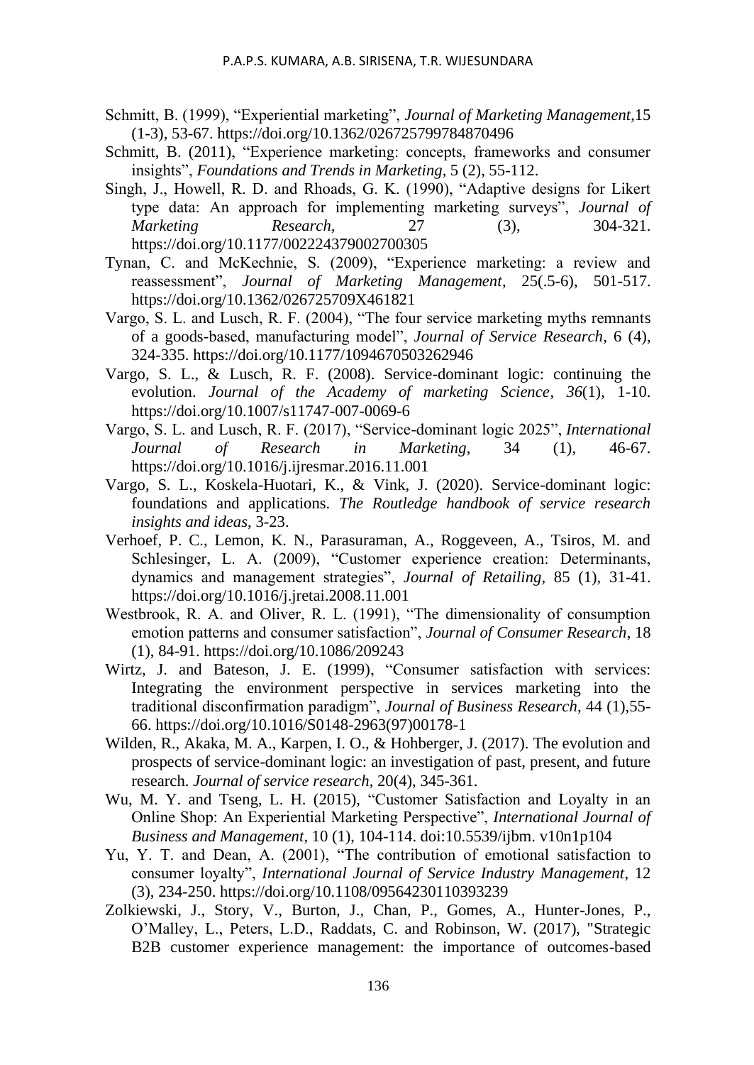Schmitt, B. (1999), “Experiential marketing”, *Journal of Marketing Management*,15 (1-3), 53-67. https://doi.org/10.1362/026725799784870496

Schmitt, B. (2011), “Experience marketing: concepts, frameworks and consumer insights”, *Foundations and Trends in Marketing*, 5 (2), 55-112.

Singh, J., Howell, R. D. and Rhoads, G. K. (1990), “Adaptive designs for Likert type data: An approach for implementing marketing surveys”, *Journal of Marketing Research*, 27 (3), 304-321. https://doi.org/10.1177/002224379002700305

Tynan, C. and McKechnie, S. (2009), “Experience marketing: a review and reassessment”, *Journal of Marketing Management*, 25(.5-6), 501-517. https://doi.org/10.1362/026725709X461821

Vargo, S. L. and Lusch, R. F. (2004), “The four service marketing myths remnants of a goods-based, manufacturing model”, *Journal of Service Research*, 6 (4), 324-335. https://doi.org/10.1177/1094670503262946

Vargo, S. L., & Lusch, R. F. (2008). Service-dominant logic: continuing the evolution. *Journal of the Academy of marketing Science*, *36*(1), 1-10. https://doi.org/10.1007/s11747-007-0069-6

Vargo, S. L. and Lusch, R. F. (2017), “Service-dominant logic 2025”, *International Journal of Research in Marketing*, 34 (1), 46-67. https://doi.org/10.1016/j.ijresmar.2016.11.001

Vargo, S. L., Koskela-Huotari, K., & Vink, J. (2020). Service-dominant logic: foundations and applications. *The Routledge handbook of service research insights and ideas*, 3-23.

Verhoef, P. C., Lemon, K. N., Parasuraman, A., Roggeveen, A., Tsiros, M. and Schlesinger, L. A. (2009), “Customer experience creation: Determinants, dynamics and management strategies”, *Journal of Retailing*, 85 (1), 31-41. https://doi.org/10.1016/j.jretai.2008.11.001

Westbrook, R. A. and Oliver, R. L. (1991), “The dimensionality of consumption emotion patterns and consumer satisfaction”, *Journal of Consumer Research*, 18 (1), 84-91. https://doi.org/10.1086/209243

Wirtz, J. and Bateson, J. E. (1999), “Consumer satisfaction with services: Integrating the environment perspective in services marketing into the traditional disconfirmation paradigm”, *Journal of Business Research*, 44 (1),55-66. https://doi.org/10.1016/S0148-2963(97)00178-1

Wilden, R., Akaka, M. A., Karpen, I. O., & Hohberger, J. (2017). The evolution and prospects of service-dominant logic: an investigation of past, present, and future research. *Journal of service research*, 20(4), 345-361.

Wu, M. Y. and Tseng, L. H. (2015), “Customer Satisfaction and Loyalty in an Online Shop: An Experiential Marketing Perspective”, *International Journal of Business and Management*, 10 (1), 104-114. doi:10.5539/ijbm. v10n1p104

Yu, Y. T. and Dean, A. (2001), “The contribution of emotional satisfaction to consumer loyalty”, *International Journal of Service Industry Management*, 12 (3), 234-250. https://doi.org/10.1108/09564230110393239

Zolkiewski, J., Story, V., Burton, J., Chan, P., Gomes, A., Hunter-Jones, P., O’Malley, L., Peters, L.D., Raddats, C. and Robinson, W. (2017), "Strategic B2B customer experience management: the importance of outcomes-based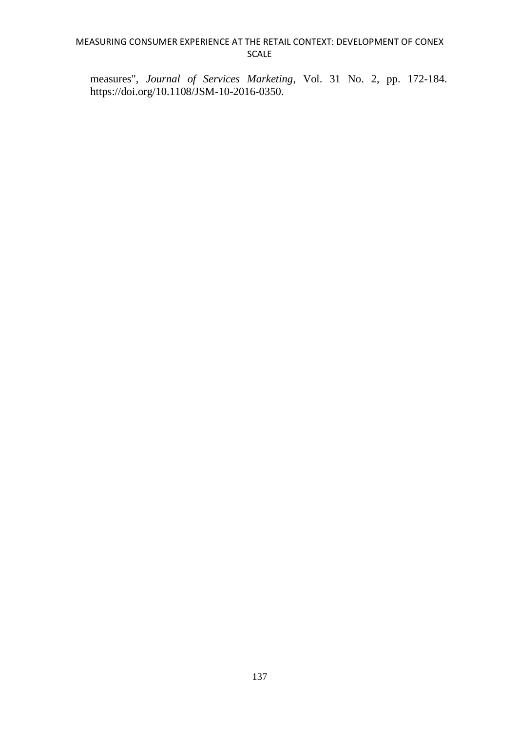measures", *Journal of Services Marketing*, Vol. 31 No. 2, pp. 172-184. https://doi.org/10.1108/JSM-10-2016-0350.